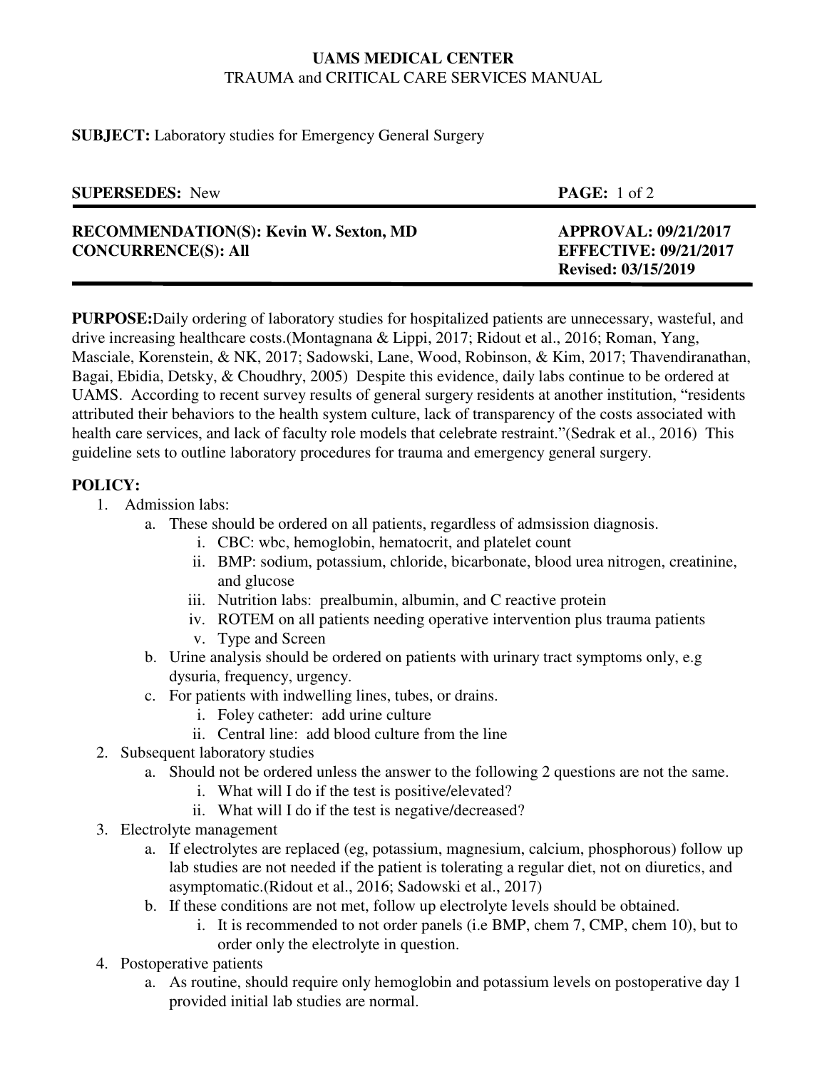**UAMS MEDICAL CENTER**
TRAUMA and CRITICAL CARE SERVICES MANUAL

**SUBJECT:** Laboratory studies for Emergency General Surgery

| **SUPERSEDES:** New | **PAGE:** 1 of 2 |
| --- | --- |
| **RECOMMENDATION(S): Kevin W. Sexton, MD** | **APPROVAL: 09/21/2017** |
| **CONCURRENCE(S): All** | **EFFECTIVE: 09/21/2017** |
| | **Revised: 03/15/2019** |

**PURPOSE:**Daily ordering of laboratory studies for hospitalized patients are unnecessary, wasteful, and drive increasing healthcare costs.(Montagnana & Lippi, 2017; Ridout et al., 2016; Roman, Yang, Masciale, Korenstein, & NK, 2017; Sadowski, Lane, Wood, Robinson, & Kim, 2017; Thavendiranathan, Bagai, Ebidia, Detsky, & Choudhry, 2005) Despite this evidence, daily labs continue to be ordered at UAMS. According to recent survey results of general surgery residents at another institution, "residents attributed their behaviors to the health system culture, lack of transparency of the costs associated with health care services, and lack of faculty role models that celebrate restraint."(Sedrak et al., 2016) This guideline sets to outline laboratory procedures for trauma and emergency general surgery.

**POLICY:**

1. Admission labs:
   a. These should be ordered on all patients, regardless of admsission diagnosis.
      i. CBC: wbc, hemoglobin, hematocrit, and platelet count
      ii. BMP: sodium, potassium, chloride, bicarbonate, blood urea nitrogen, creatinine, and glucose
      iii. Nutrition labs: prealbumin, albumin, and C reactive protein
      iv. ROTEM on all patients needing operative intervention plus trauma patients
      v. Type and Screen
   b. Urine analysis should be ordered on patients with urinary tract symptoms only, e.g dysuria, frequency, urgency.
   c. For patients with indwelling lines, tubes, or drains.
      i. Foley catheter: add urine culture
      ii. Central line: add blood culture from the line
2. Subsequent laboratory studies
   a. Should not be ordered unless the answer to the following 2 questions are not the same.
      i. What will I do if the test is positive/elevated?
      ii. What will I do if the test is negative/decreased?
3. Electrolyte management
   a. If electrolytes are replaced (eg, potassium, magnesium, calcium, phosphorous) follow up lab studies are not needed if the patient is tolerating a regular diet, not on diuretics, and asymptomatic.(Ridout et al., 2016; Sadowski et al., 2017)
   b. If these conditions are not met, follow up electrolyte levels should be obtained.
      i. It is recommended to not order panels (i.e BMP, chem 7, CMP, chem 10), but to order only the electrolyte in question.
4. Postoperative patients
   a. As routine, should require only hemoglobin and potassium levels on postoperative day 1 provided initial lab studies are normal.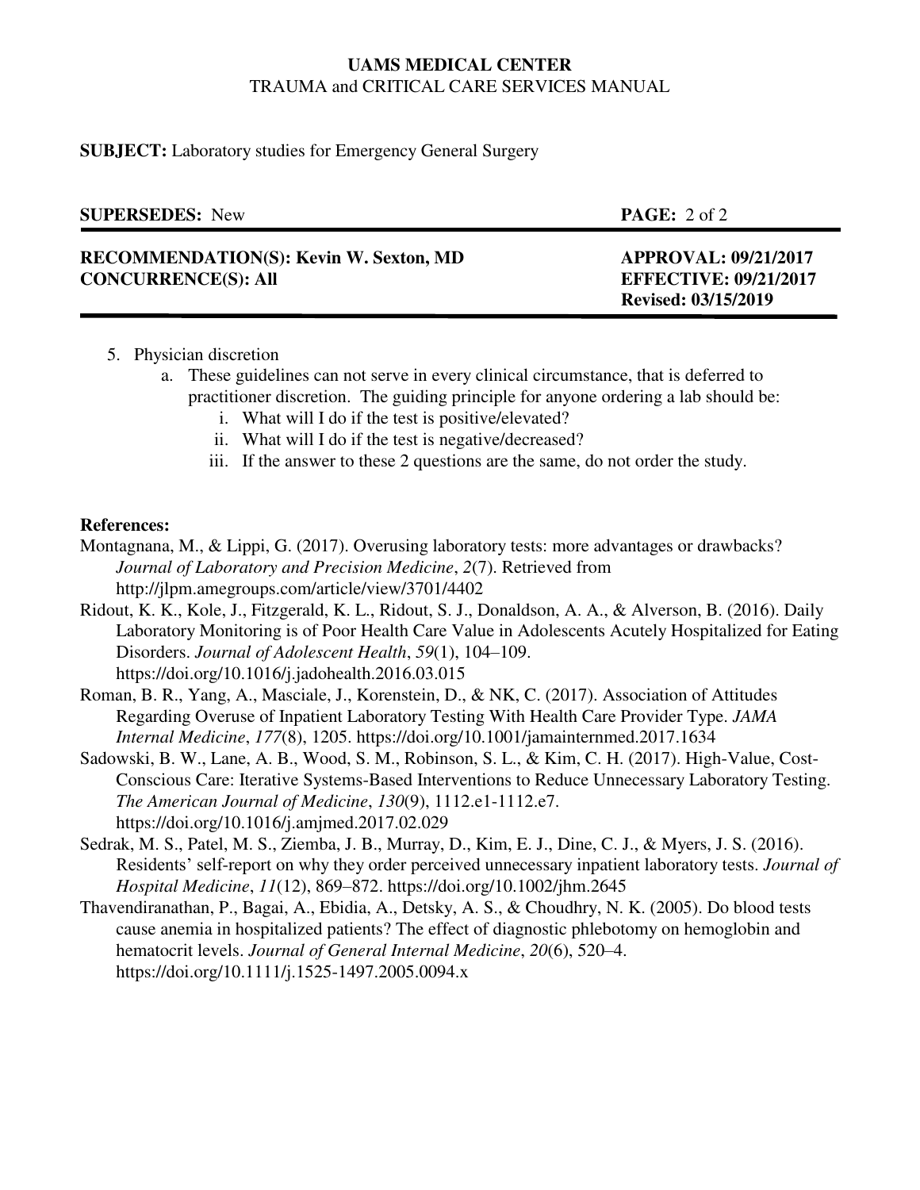5. Physician discretion
    a. These guidelines can not serve in every clinical circumstance, that is deferred to practitioner discretion. The guiding principle for anyone ordering a lab should be:
        i. What will I do if the test is positive/elevated?
        ii. What will I do if the test is negative/decreased?
        iii. If the answer to these 2 questions are the same, do not order the study.

**References:**

Montagnana, M., & Lippi, G. (2017). Overusing laboratory tests: more advantages or drawbacks? *Journal of Laboratory and Precision Medicine*, *2*(7). Retrieved from http://jlpm.amegroups.com/article/view/3701/4402

Ridout, K. K., Kole, J., Fitzgerald, K. L., Ridout, S. J., Donaldson, A. A., & Alverson, B. (2016). Daily Laboratory Monitoring is of Poor Health Care Value in Adolescents Acutely Hospitalized for Eating Disorders. *Journal of Adolescent Health*, *59*(1), 104–109. https://doi.org/10.1016/j.jadohealth.2016.03.015

Roman, B. R., Yang, A., Masciale, J., Korenstein, D., & NK, C. (2017). Association of Attitudes Regarding Overuse of Inpatient Laboratory Testing With Health Care Provider Type. *JAMA Internal Medicine*, *177*(8), 1205. https://doi.org/10.1001/jamainternmed.2017.1634

Sadowski, B. W., Lane, A. B., Wood, S. M., Robinson, S. L., & Kim, C. H. (2017). High-Value, Cost-Conscious Care: Iterative Systems-Based Interventions to Reduce Unnecessary Laboratory Testing. *The American Journal of Medicine*, *130*(9), 1112.e1-1112.e7. https://doi.org/10.1016/j.amjmed.2017.02.029

Sedrak, M. S., Patel, M. S., Ziemba, J. B., Murray, D., Kim, E. J., Dine, C. J., & Myers, J. S. (2016). Residents' self-report on why they order perceived unnecessary inpatient laboratory tests. *Journal of Hospital Medicine*, *11*(12), 869–872. https://doi.org/10.1002/jhm.2645

Thavendiranathan, P., Bagai, A., Ebidia, A., Detsky, A. S., & Choudhry, N. K. (2005). Do blood tests cause anemia in hospitalized patients? The effect of diagnostic phlebotomy on hemoglobin and hematocrit levels. *Journal of General Internal Medicine*, *20*(6), 520–4. https://doi.org/10.1111/j.1525-1497.2005.0094.x